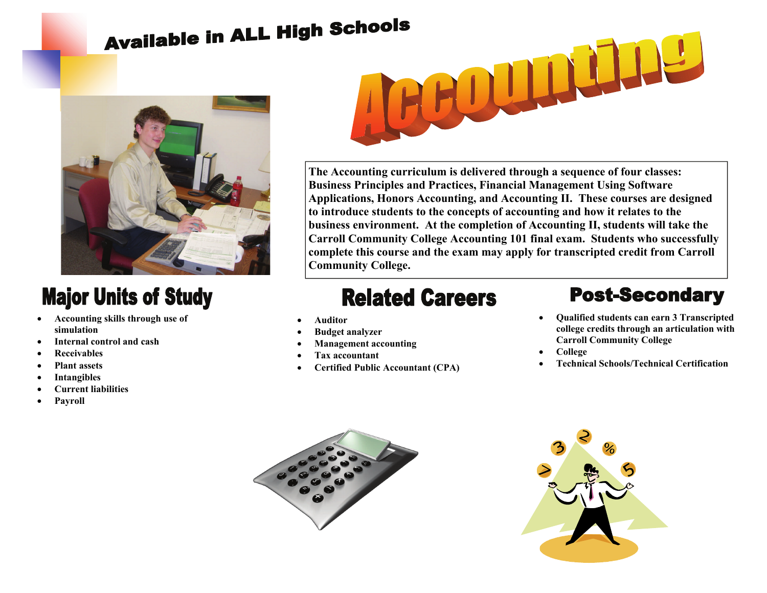Available in ALL High Schools

# Accounting

The Accounting curriculum is delivered through a sequence of four classes: Business Principles and Practices, Financial Management Using Software Applications, Honors Accounting, and Accounting II. These courses are designed to introduce students to the concepts of accounting and how it relates to the business environment. At the completion of Accounting II, students will take the Carroll Community College Accounting 101 final exam. Students who successfully complete this course and the exam may apply for transcripted credit from Carroll Community College.

## Major Units of Study

- Accounting skills through use of simulation
- Internal control and cash
- Receivables
- Plant assets
- Intangibles
- Current liabilities
- Payroll

## Related Careers

- Auditor
- Budget analyzer
- Management accounting
- Tax accountant
- Certified Public Accountant (CPA)

## Post-Secondary

- Qualified students can earn 3 Transcripted college credits through an articulation with Carroll Community College
- College
- Technical Schools/Technical Certification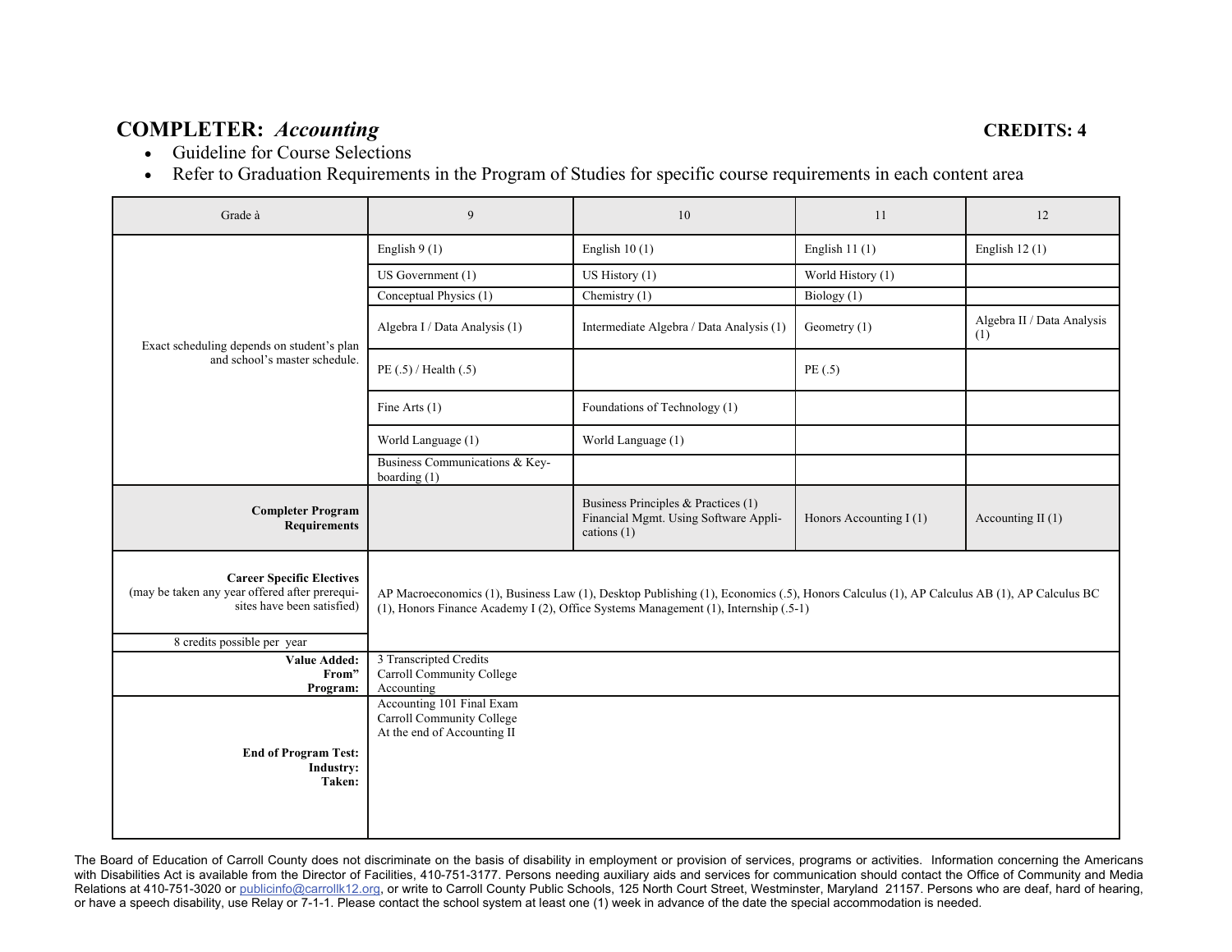## COMPLETER: *Accounting* **CREDITS: 4**

- Guideline for Course Selections
- Refer to Graduation Requirements in the Program of Studies for specific course requirements in each content area

| Grade à | 9 | 10 | 11 | 12 |
|---|---|---|---|---|
| Exact scheduling depends on student's plan and school's master schedule. | English 9 (1) | English 10 (1) | English 11 (1) | English 12 (1) |
| | US Government (1) | US History (1) | World History (1) | |
| | Conceptual Physics (1) | Chemistry (1) | Biology (1) | |
| | Algebra I / Data Analysis (1) | Intermediate Algebra / Data Analysis (1) | Geometry (1) | Algebra II / Data Analysis (1) |
| | PE (.5) / Health (.5) | | PE (.5) | |
| | Fine Arts (1) | Foundations of Technology (1) | | |
| | World Language (1) | World Language (1) | | |
| | Business Communications & Key-boarding (1) | | | |
| **Completer Program Requirements** | | Business Principles & Practices (1) Financial Mgmt. Using Software Appli-cations (1) | Honors Accounting I (1) | Accounting II (1) |
| **Career Specific Electives** (may be taken any year offered after prerequi-sites have been satisfied) 8 credits possible per year | AP Macroeconomics (1), Business Law (1), Desktop Publishing (1), Economics (.5), Honors Calculus (1), AP Calculus AB (1), AP Calculus BC (1), Honors Finance Academy I (2), Office Systems Management (1), Internship (.5-1) | | | |
| **Value Added: From" Program:** | 3 Transcripted Credits Carroll Community College Accounting | | | |
| **End of Program Test: Industry: Taken:** | Accounting 101 Final Exam Carroll Community College At the end of Accounting II | | | |

The Board of Education of Carroll County does not discriminate on the basis of disability in employment or provision of services, programs or activities. Information concerning the Americans with Disabilities Act is available from the Director of Facilities, 410-751-3177. Persons needing auxiliary aids and services for communication should contact the Office of Community and Media Relations at 410-751-3020 or publicinfo@carrollk12.org, or write to Carroll County Public Schools, 125 North Court Street, Westminster, Maryland 21157. Persons who are deaf, hard of hearing, or have a speech disability, use Relay or 7-1-1. Please contact the school system at least one (1) week in advance of the date the special accommodation is needed.